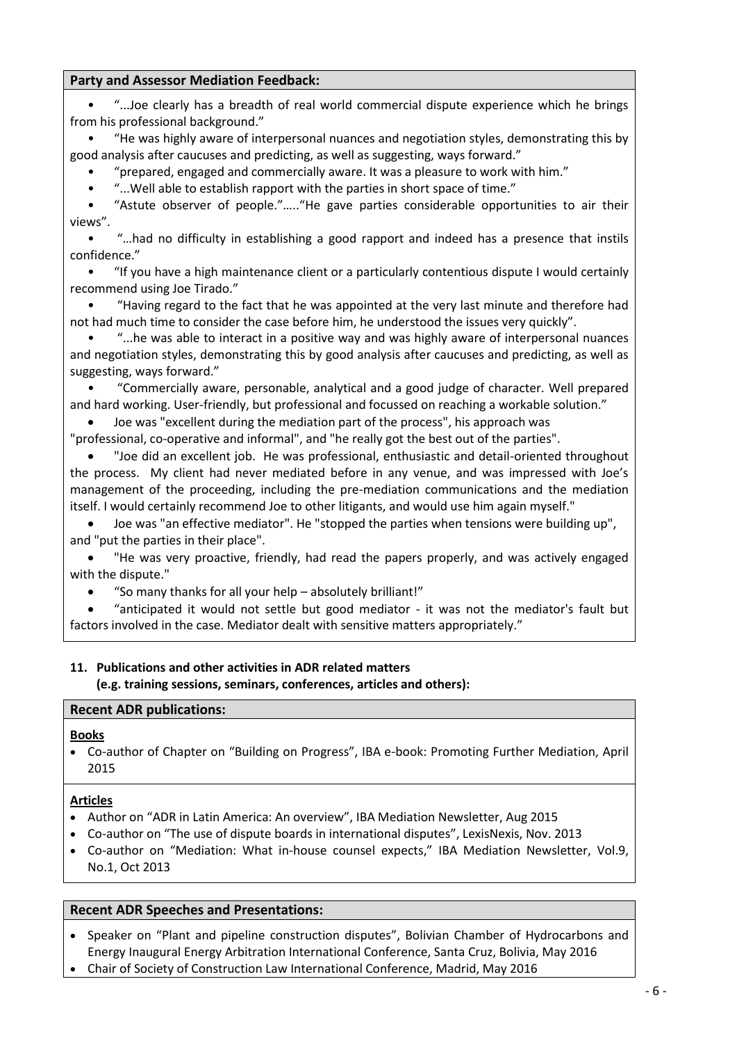**Party and Assessor Mediation Feedback:**

- "...Joe clearly has a breadth of real world commercial dispute experience which he brings from his professional background."
- "He was highly aware of interpersonal nuances and negotiation styles, demonstrating this by good analysis after caucuses and predicting, as well as suggesting, ways forward."
- "prepared, engaged and commercially aware. It was a pleasure to work with him."
- "...Well able to establish rapport with the parties in short space of time."
- "Astute observer of people."....."He gave parties considerable opportunities to air their views".
- "...had no difficulty in establishing a good rapport and indeed has a presence that instils confidence."
- "If you have a high maintenance client or a particularly contentious dispute I would certainly recommend using Joe Tirado."
- "Having regard to the fact that he was appointed at the very last minute and therefore had not had much time to consider the case before him, he understood the issues very quickly".
- "...he was able to interact in a positive way and was highly aware of interpersonal nuances and negotiation styles, demonstrating this by good analysis after caucuses and predicting, as well as suggesting, ways forward."
- "Commercially aware, personable, analytical and a good judge of character. Well prepared and hard working. User-friendly, but professional and focussed on reaching a workable solution."
- Joe was "excellent during the mediation part of the process", his approach was "professional, co-operative and informal", and "he really got the best out of the parties".
- "Joe did an excellent job. He was professional, enthusiastic and detail-oriented throughout the process. My client had never mediated before in any venue, and was impressed with Joe's management of the proceeding, including the pre-mediation communications and the mediation itself. I would certainly recommend Joe to other litigants, and would use him again myself."
- Joe was "an effective mediator". He "stopped the parties when tensions were building up", and "put the parties in their place".
- "He was very proactive, friendly, had read the papers properly, and was actively engaged with the dispute."
- "So many thanks for all your help – absolutely brilliant!"
- "anticipated it would not settle but good mediator - it was not the mediator's fault but factors involved in the case. Mediator dealt with sensitive matters appropriately."

**11. Publications and other activities in ADR related matters (e.g. training sessions, seminars, conferences, articles and others):**

**Recent ADR publications:**

**Books**

- Co-author of Chapter on "Building on Progress", IBA e-book: Promoting Further Mediation, April 2015

**Articles**

- Author on "ADR in Latin America: An overview", IBA Mediation Newsletter, Aug 2015
- Co-author on "The use of dispute boards in international disputes", LexisNexis, Nov. 2013
- Co-author on "Mediation: What in-house counsel expects," IBA Mediation Newsletter, Vol.9, No.1, Oct 2013

**Recent ADR Speeches and Presentations:**

- Speaker on "Plant and pipeline construction disputes", Bolivian Chamber of Hydrocarbons and Energy Inaugural Energy Arbitration International Conference, Santa Cruz, Bolivia, May 2016
- Chair of Society of Construction Law International Conference, Madrid, May 2016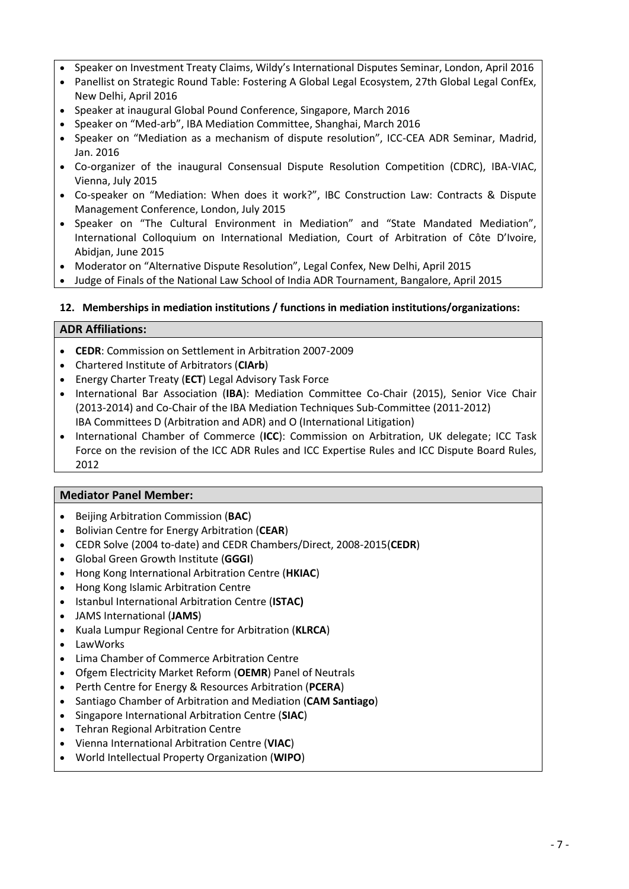- Speaker on Investment Treaty Claims, Wildy's International Disputes Seminar, London, April 2016
- Panellist on Strategic Round Table: Fostering A Global Legal Ecosystem, 27th Global Legal ConfEx, New Delhi, April 2016
- Speaker at inaugural Global Pound Conference, Singapore, March 2016
- Speaker on "Med-arb", IBA Mediation Committee, Shanghai, March 2016
- Speaker on "Mediation as a mechanism of dispute resolution", ICC-CEA ADR Seminar, Madrid, Jan. 2016
- Co-organizer of the inaugural Consensual Dispute Resolution Competition (CDRC), IBA-VIAC, Vienna, July 2015
- Co-speaker on "Mediation: When does it work?", IBC Construction Law: Contracts & Dispute Management Conference, London, July 2015
- Speaker on "The Cultural Environment in Mediation" and "State Mandated Mediation", International Colloquium on International Mediation, Court of Arbitration of Côte D'Ivoire, Abidjan, June 2015
- Moderator on "Alternative Dispute Resolution", Legal Confex, New Delhi, April 2015
- Judge of Finals of the National Law School of India ADR Tournament, Bangalore, April 2015

## 12. Memberships in mediation institutions / functions in mediation institutions/organizations:

### ADR Affiliations:

- **CEDR**: Commission on Settlement in Arbitration 2007-2009
- Chartered Institute of Arbitrators (**CIArb**)
- Energy Charter Treaty (**ECT**) Legal Advisory Task Force
- International Bar Association (**IBA**): Mediation Committee Co-Chair (2015), Senior Vice Chair (2013-2014) and Co-Chair of the IBA Mediation Techniques Sub-Committee (2011-2012)
  IBA Committees D (Arbitration and ADR) and O (International Litigation)
- International Chamber of Commerce (**ICC**): Commission on Arbitration, UK delegate; ICC Task Force on the revision of the ICC ADR Rules and ICC Expertise Rules and ICC Dispute Board Rules, 2012

### Mediator Panel Member:

- Beijing Arbitration Commission (**BAC**)
- Bolivian Centre for Energy Arbitration (**CEAR**)
- CEDR Solve (2004 to-date) and CEDR Chambers/Direct, 2008-2015(**CEDR**)
- Global Green Growth Institute (**GGGI**)
- Hong Kong International Arbitration Centre (**HKIAC**)
- Hong Kong Islamic Arbitration Centre
- Istanbul International Arbitration Centre (**ISTAC)**
- JAMS International (**JAMS**)
- Kuala Lumpur Regional Centre for Arbitration (**KLRCA**)
- LawWorks
- Lima Chamber of Commerce Arbitration Centre
- Ofgem Electricity Market Reform (**OEMR**) Panel of Neutrals
- Perth Centre for Energy & Resources Arbitration (**PCERA**)
- Santiago Chamber of Arbitration and Mediation (**CAM Santiago**)
- Singapore International Arbitration Centre (**SIAC**)
- Tehran Regional Arbitration Centre
- Vienna International Arbitration Centre (**VIAC**)
- World Intellectual Property Organization (**WIPO**)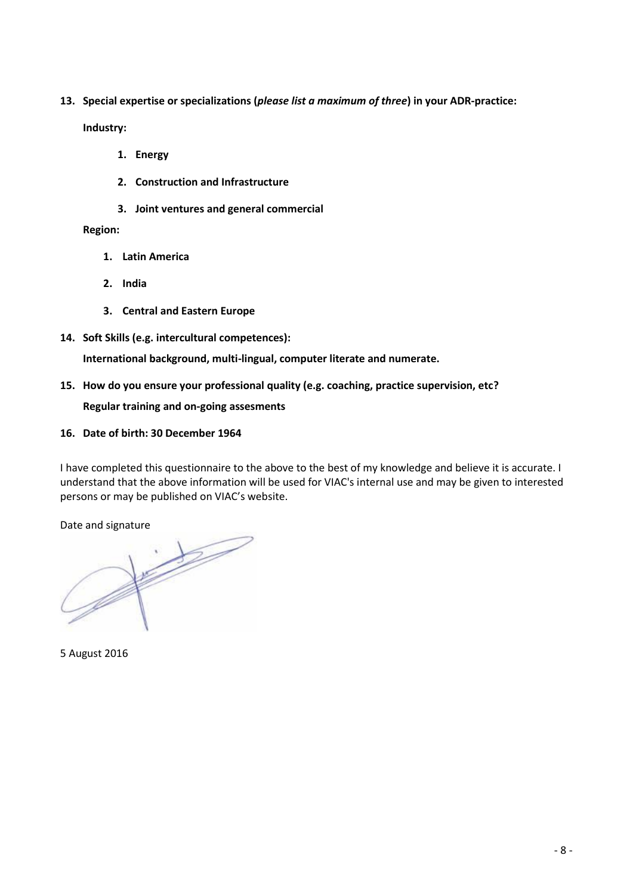**13. Special expertise or specializations (*please list a maximum of three*) in your ADR-practice:**

**Industry:**

1. **Energy**
2. **Construction and Infrastructure**
3. **Joint ventures and general commercial**

**Region:**

1. **Latin America**
2. **India**
3. **Central and Eastern Europe**

**14. Soft Skills (e.g. intercultural competences):**

**International background, multi-lingual, computer literate and numerate.**

**15. How do you ensure your professional quality (e.g. coaching, practice supervision, etc?**

**Regular training and on-going assesments**

**16. Date of birth: 30 December 1964**

I have completed this questionnaire to the above to the best of my knowledge and believe it is accurate. I understand that the above information will be used for VIAC's internal use and may be given to interested persons or may be published on VIAC's website.

Date and signature

5 August 2016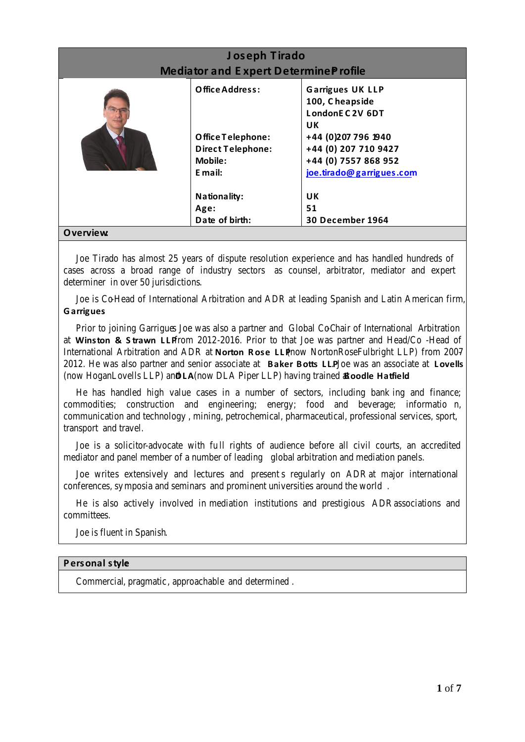# Joseph Tirado

## Mediator and Expert Determiner Profile

| | | |
|---|---|---|
| | **Office Address:** | **Garrigues UK LLP**<br>**100, Cheapside**<br>**London EC2V 6DT**<br>**UK** |
| | **Office Telephone:** | **+44 (0)207 796 1940** |
| | **Direct Telephone:** | **+44 (0) 207 710 9427** |
| | **Mobile:** | **+44 (0) 7557 868 952** |
| | **Email:** | **joe.tirado@garrigues.com** |
| | **Nationality:** | **UK** |
| | **Age:** | **51** |
| | **Date of birth:** | **30 December 1964** |

## Overview:

Joe Tirado has almost 25 years of dispute resolution experience and has handled hundreds of cases across a broad range of industry sectors as counsel, arbitrator, mediator and expert determiner in over 50 jurisdictions.

Joe is Co-Head of International Arbitration and ADR at leading Spanish and Latin American firm, **Garrigues**

Prior to joining Garrigues Joe was also a partner and Global Co-Chair of International Arbitration at **Winston & Strawn LLP** from 2012-2016. Prior to that Joe was partner and Head/Co -Head of International Arbitration and ADR at **Norton Rose LLP** (now NortonRoseFulbright LLP) from 2007-2012. He was also partner and senior associate at **Baker Botts LLP**. Joe was an associate at **Lovells** (now HoganLovells LLP) and **DLA** (now DLA Piper LLP) having trained at **Boodle Hatfield**

He has handled high value cases in a number of sectors, including banking and finance; commodities; construction and engineering; energy; food and beverage; information, communication and technology , mining, petrochemical, pharmaceutical, professional services, sport, transport and travel.

Joe is a solicitor-advocate with full rights of audience before all civil courts, an accredited mediator and panel member of a number of leading global arbitration and mediation panels.

Joe writes extensively and lectures and presents regularly on ADR at major international conferences, symposia and seminars and prominent universities around the world .

He is also actively involved in mediation institutions and prestigious ADR associations and committees.

Joe is fluent in Spanish.

## Personal style

Commercial, pragmatic, approachable and determined .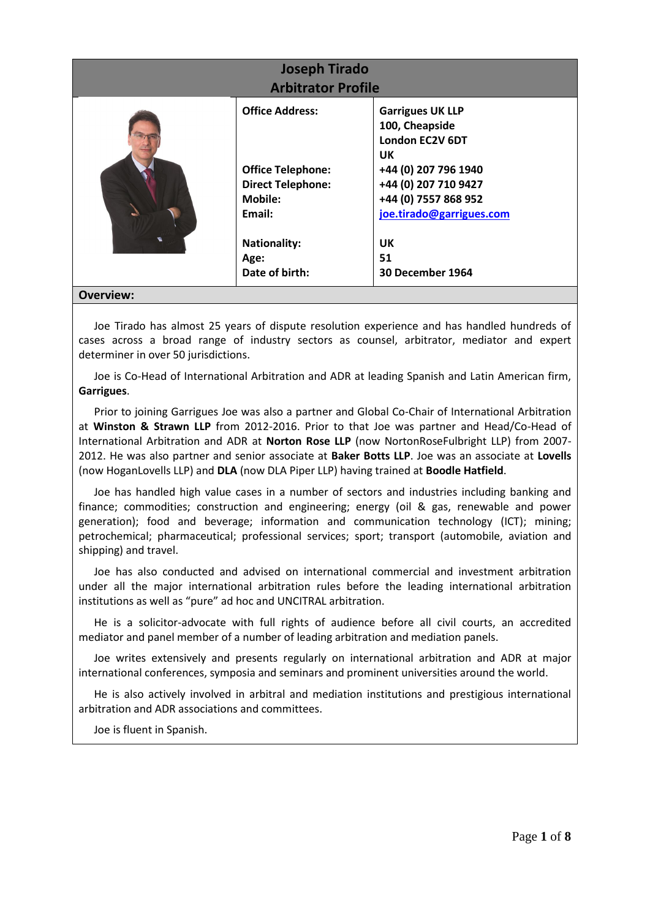# Joseph Tirado
## Arbitrator Profile

| | | |
|---|---|---|
| | **Office Address:** | **Garrigues UK LLP**<br>**100, Cheapside**<br>**London EC2V 6DT**<br>**UK** |
| | **Office Telephone:** | **+44 (0) 207 796 1940** |
| | **Direct Telephone:** | **+44 (0) 207 710 9427** |
| | **Mobile:** | **+44 (0) 7557 868 952** |
| | **Email:** | **joe.tirado@garrigues.com** |
| | **Nationality:** | **UK** |
| | **Age:** | **51** |
| | **Date of birth:** | **30 December 1964** |

**Overview:**

Joe Tirado has almost 25 years of dispute resolution experience and has handled hundreds of cases across a broad range of industry sectors as counsel, arbitrator, mediator and expert determiner in over 50 jurisdictions.

Joe is Co-Head of International Arbitration and ADR at leading Spanish and Latin American firm, **Garrigues**.

Prior to joining Garrigues Joe was also a partner and Global Co-Chair of International Arbitration at **Winston & Strawn LLP** from 2012-2016. Prior to that Joe was partner and Head/Co-Head of International Arbitration and ADR at **Norton Rose LLP** (now NortonRoseFulbright LLP) from 2007-2012. He was also partner and senior associate at **Baker Botts LLP**. Joe was an associate at **Lovells** (now HoganLovells LLP) and **DLA** (now DLA Piper LLP) having trained at **Boodle Hatfield**.

Joe has handled high value cases in a number of sectors and industries including banking and finance; commodities; construction and engineering; energy (oil & gas, renewable and power generation); food and beverage; information and communication technology (ICT); mining; petrochemical; pharmaceutical; professional services; sport; transport (automobile, aviation and shipping) and travel.

Joe has also conducted and advised on international commercial and investment arbitration under all the major international arbitration rules before the leading international arbitration institutions as well as "pure" ad hoc and UNCITRAL arbitration.

He is a solicitor-advocate with full rights of audience before all civil courts, an accredited mediator and panel member of a number of leading arbitration and mediation panels.

Joe writes extensively and presents regularly on international arbitration and ADR at major international conferences, symposia and seminars and prominent universities around the world.

He is also actively involved in arbitral and mediation institutions and prestigious international arbitration and ADR associations and committees.

Joe is fluent in Spanish.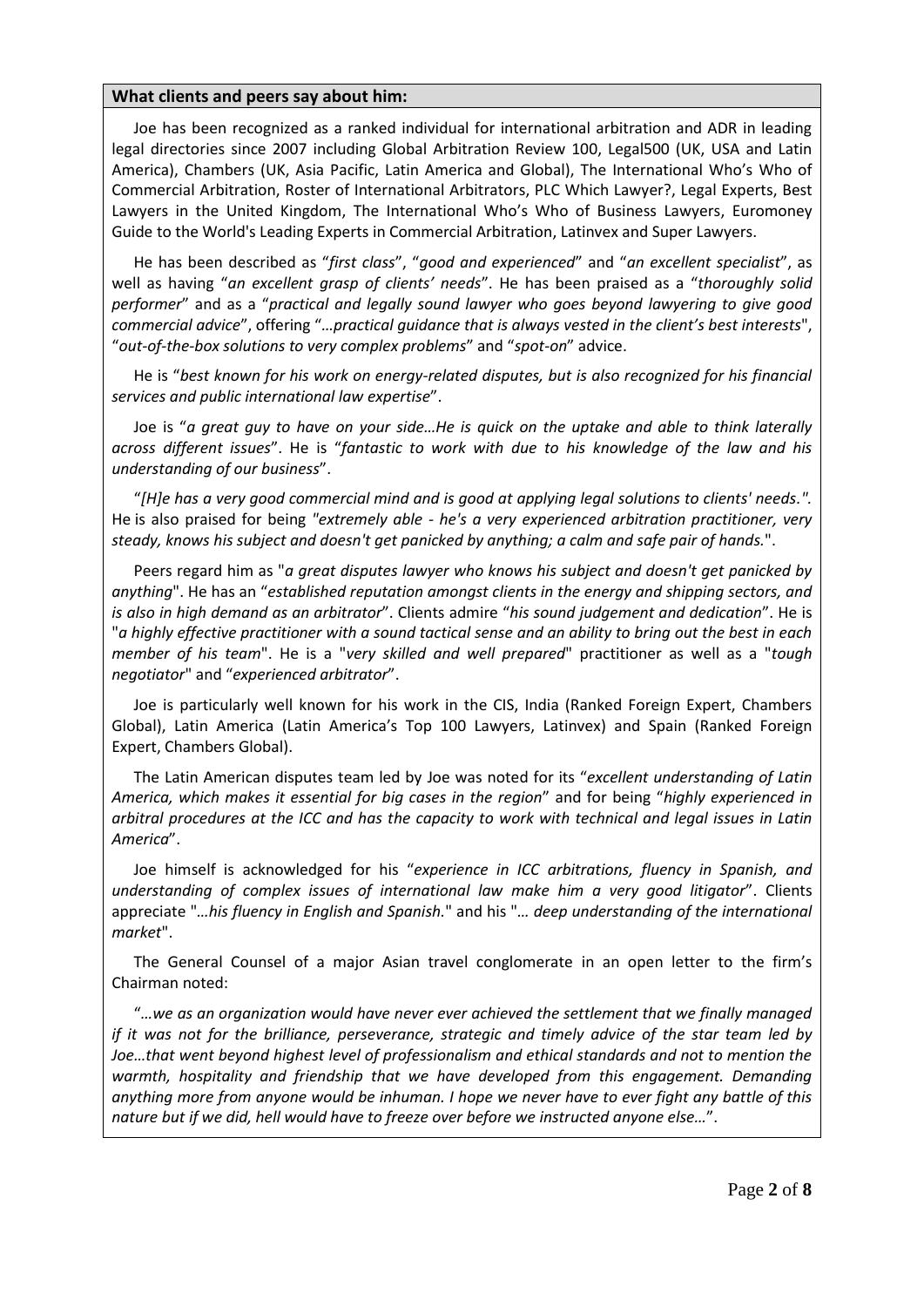## What clients and peers say about him:

Joe has been recognized as a ranked individual for international arbitration and ADR in leading legal directories since 2007 including Global Arbitration Review 100, Legal500 (UK, USA and Latin America), Chambers (UK, Asia Pacific, Latin America and Global), The International Who's Who of Commercial Arbitration, Roster of International Arbitrators, PLC Which Lawyer?, Legal Experts, Best Lawyers in the United Kingdom, The International Who's Who of Business Lawyers, Euromoney Guide to the World's Leading Experts in Commercial Arbitration, Latinvex and Super Lawyers.

He has been described as "*first class*", "*good and experienced*" and "*an excellent specialist*", as well as having "*an excellent grasp of clients' needs*". He has been praised as a "*thoroughly solid performer*" and as a "*practical and legally sound lawyer who goes beyond lawyering to give good commercial advice*", offering "*…practical guidance that is always vested in the client's best interests*", "*out-of-the-box solutions to very complex problems*" and "*spot-on*" advice.

He is "*best known for his work on energy-related disputes, but is also recognized for his financial services and public international law expertise*".

Joe is "*a great guy to have on your side…He is quick on the uptake and able to think laterally across different issues*". He is "*fantastic to work with due to his knowledge of the law and his understanding of our business*".

"*[H]e has a very good commercial mind and is good at applying legal solutions to clients' needs.*". He is also praised for being *"extremely able - he's a very experienced arbitration practitioner, very steady, knows his subject and doesn't get panicked by anything; a calm and safe pair of hands.*".

Peers regard him as "*a great disputes lawyer who knows his subject and doesn't get panicked by anything*". He has an "*established reputation amongst clients in the energy and shipping sectors, and is also in high demand as an arbitrator*". Clients admire "*his sound judgement and dedication*". He is "*a highly effective practitioner with a sound tactical sense and an ability to bring out the best in each member of his team*". He is a "*very skilled and well prepared*" practitioner as well as a "*tough negotiator*" and "*experienced arbitrator*".

Joe is particularly well known for his work in the CIS, India (Ranked Foreign Expert, Chambers Global), Latin America (Latin America's Top 100 Lawyers, Latinvex) and Spain (Ranked Foreign Expert, Chambers Global).

The Latin American disputes team led by Joe was noted for its "*excellent understanding of Latin America, which makes it essential for big cases in the region*" and for being "*highly experienced in arbitral procedures at the ICC and has the capacity to work with technical and legal issues in Latin America*".

Joe himself is acknowledged for his "*experience in ICC arbitrations, fluency in Spanish, and understanding of complex issues of international law make him a very good litigator*". Clients appreciate "*…his fluency in English and Spanish.*" and his "*… deep understanding of the international market*".

The General Counsel of a major Asian travel conglomerate in an open letter to the firm's Chairman noted:

"*…we as an organization would have never ever achieved the settlement that we finally managed if it was not for the brilliance, perseverance, strategic and timely advice of the star team led by Joe…that went beyond highest level of professionalism and ethical standards and not to mention the warmth, hospitality and friendship that we have developed from this engagement. Demanding anything more from anyone would be inhuman. I hope we never have to ever fight any battle of this nature but if we did, hell would have to freeze over before we instructed anyone else…*".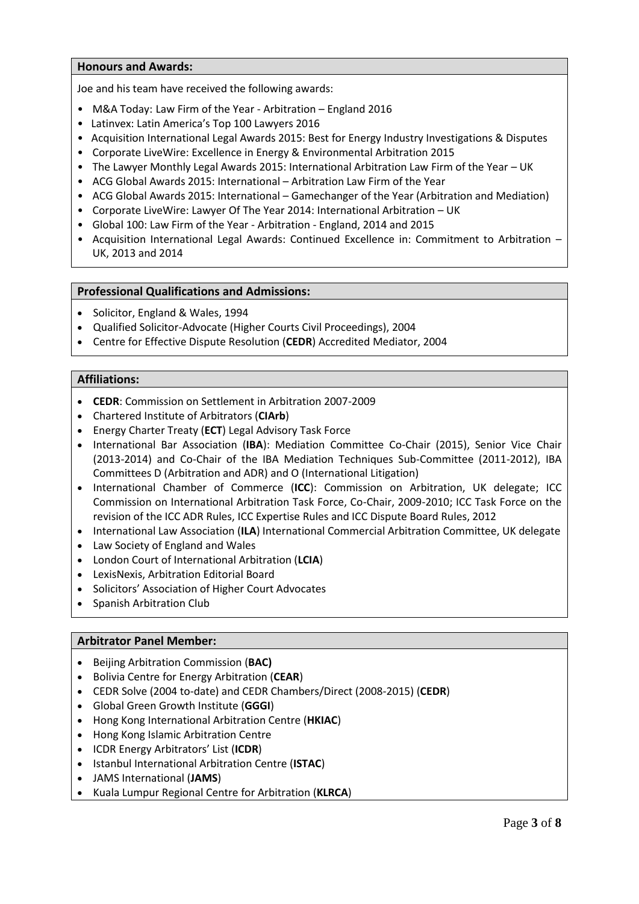## Honours and Awards:

Joe and his team have received the following awards:

- M&A Today: Law Firm of the Year - Arbitration – England 2016
- Latinvex: Latin America's Top 100 Lawyers 2016
- Acquisition International Legal Awards 2015: Best for Energy Industry Investigations & Disputes
- Corporate LiveWire: Excellence in Energy & Environmental Arbitration 2015
- The Lawyer Monthly Legal Awards 2015: International Arbitration Law Firm of the Year – UK
- ACG Global Awards 2015: International – Arbitration Law Firm of the Year
- ACG Global Awards 2015: International – Gamechanger of the Year (Arbitration and Mediation)
- Corporate LiveWire: Lawyer Of The Year 2014: International Arbitration – UK
- Global 100: Law Firm of the Year - Arbitration - England, 2014 and 2015
- Acquisition International Legal Awards: Continued Excellence in: Commitment to Arbitration – UK, 2013 and 2014

## Professional Qualifications and Admissions:

- Solicitor, England & Wales, 1994
- Qualified Solicitor-Advocate (Higher Courts Civil Proceedings), 2004
- Centre for Effective Dispute Resolution (**CEDR**) Accredited Mediator, 2004

## Affiliations:

- **CEDR**: Commission on Settlement in Arbitration 2007-2009
- Chartered Institute of Arbitrators (**CIArb**)
- Energy Charter Treaty (**ECT**) Legal Advisory Task Force
- International Bar Association (**IBA**): Mediation Committee Co-Chair (2015), Senior Vice Chair (2013-2014) and Co-Chair of the IBA Mediation Techniques Sub-Committee (2011-2012), IBA Committees D (Arbitration and ADR) and O (International Litigation)
- International Chamber of Commerce (**ICC**): Commission on Arbitration, UK delegate; ICC Commission on International Arbitration Task Force, Co-Chair, 2009-2010; ICC Task Force on the revision of the ICC ADR Rules, ICC Expertise Rules and ICC Dispute Board Rules, 2012
- International Law Association (**ILA**) International Commercial Arbitration Committee, UK delegate
- Law Society of England and Wales
- London Court of International Arbitration (**LCIA**)
- LexisNexis, Arbitration Editorial Board
- Solicitors' Association of Higher Court Advocates
- Spanish Arbitration Club

## Arbitrator Panel Member:

- Beijing Arbitration Commission (**BAC)**
- Bolivia Centre for Energy Arbitration (**CEAR**)
- CEDR Solve (2004 to-date) and CEDR Chambers/Direct (2008-2015) (**CEDR**)
- Global Green Growth Institute (**GGGI**)
- Hong Kong International Arbitration Centre (**HKIAC**)
- Hong Kong Islamic Arbitration Centre
- ICDR Energy Arbitrators' List (**ICDR**)
- Istanbul International Arbitration Centre (**ISTAC**)
- JAMS International (**JAMS**)
- Kuala Lumpur Regional Centre for Arbitration (**KLRCA**)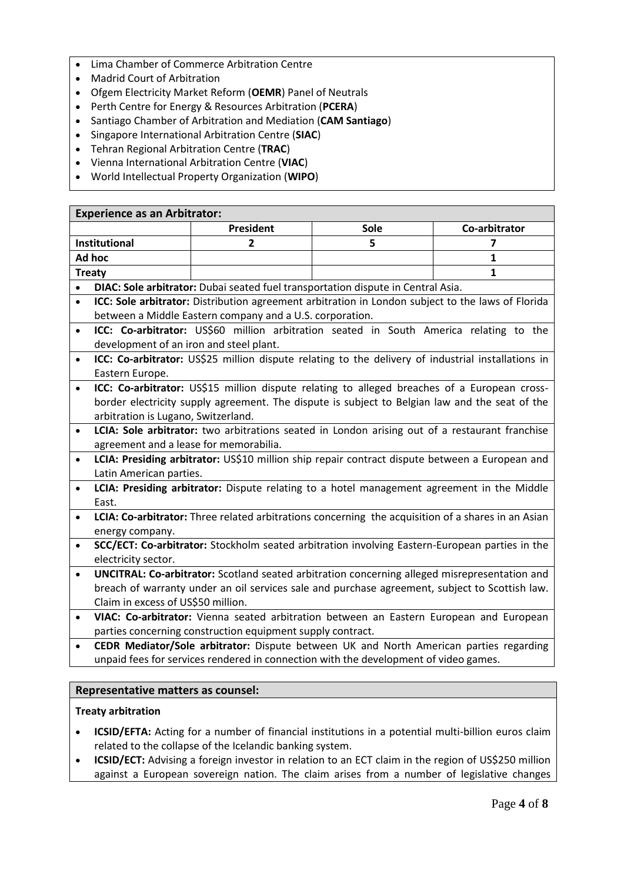- Lima Chamber of Commerce Arbitration Centre
- Madrid Court of Arbitration
- Ofgem Electricity Market Reform (**OEMR**) Panel of Neutrals
- Perth Centre for Energy & Resources Arbitration (**PCERA**)
- Santiago Chamber of Arbitration and Mediation (**CAM Santiago**)
- Singapore International Arbitration Centre (**SIAC**)
- Tehran Regional Arbitration Centre (**TRAC**)
- Vienna International Arbitration Centre (**VIAC**)
- World Intellectual Property Organization (**WIPO**)

## Experience as an Arbitrator:

| | President | Sole | Co-arbitrator |
|---|---|---|---|
| **Institutional** | 2 | 5 | 7 |
| **Ad hoc** | | | 1 |
| **Treaty** | | | 1 |

- **DIAC: Sole arbitrator:** Dubai seated fuel transportation dispute in Central Asia.
- **ICC: Sole arbitrator:** Distribution agreement arbitration in London subject to the laws of Florida between a Middle Eastern company and a U.S. corporation.
- **ICC: Co-arbitrator:** US$60 million arbitration seated in South America relating to the development of an iron and steel plant.
- **ICC: Co-arbitrator:** US$25 million dispute relating to the delivery of industrial installations in Eastern Europe.
- **ICC: Co-arbitrator:** US$15 million dispute relating to alleged breaches of a European cross-border electricity supply agreement. The dispute is subject to Belgian law and the seat of the arbitration is Lugano, Switzerland.
- **LCIA: Sole arbitrator:** two arbitrations seated in London arising out of a restaurant franchise agreement and a lease for memorabilia.
- **LCIA: Presiding arbitrator:** US$10 million ship repair contract dispute between a European and Latin American parties.
- **LCIA: Presiding arbitrator:** Dispute relating to a hotel management agreement in the Middle East.
- **LCIA: Co-arbitrator:** Three related arbitrations concerning the acquisition of a shares in an Asian energy company.
- **SCC/ECT: Co-arbitrator:** Stockholm seated arbitration involving Eastern-European parties in the electricity sector.
- **UNCITRAL: Co-arbitrator:** Scotland seated arbitration concerning alleged misrepresentation and breach of warranty under an oil services sale and purchase agreement, subject to Scottish law. Claim in excess of US$50 million.
- **VIAC: Co-arbitrator:** Vienna seated arbitration between an Eastern European and European parties concerning construction equipment supply contract.
- **CEDR Mediator/Sole arbitrator:** Dispute between UK and North American parties regarding unpaid fees for services rendered in connection with the development of video games.

## Representative matters as counsel:

**Treaty arbitration**

- **ICSID/EFTA:** Acting for a number of financial institutions in a potential multi-billion euros claim related to the collapse of the Icelandic banking system.
- **ICSID/ECT:** Advising a foreign investor in relation to an ECT claim in the region of US$250 million against a European sovereign nation. The claim arises from a number of legislative changes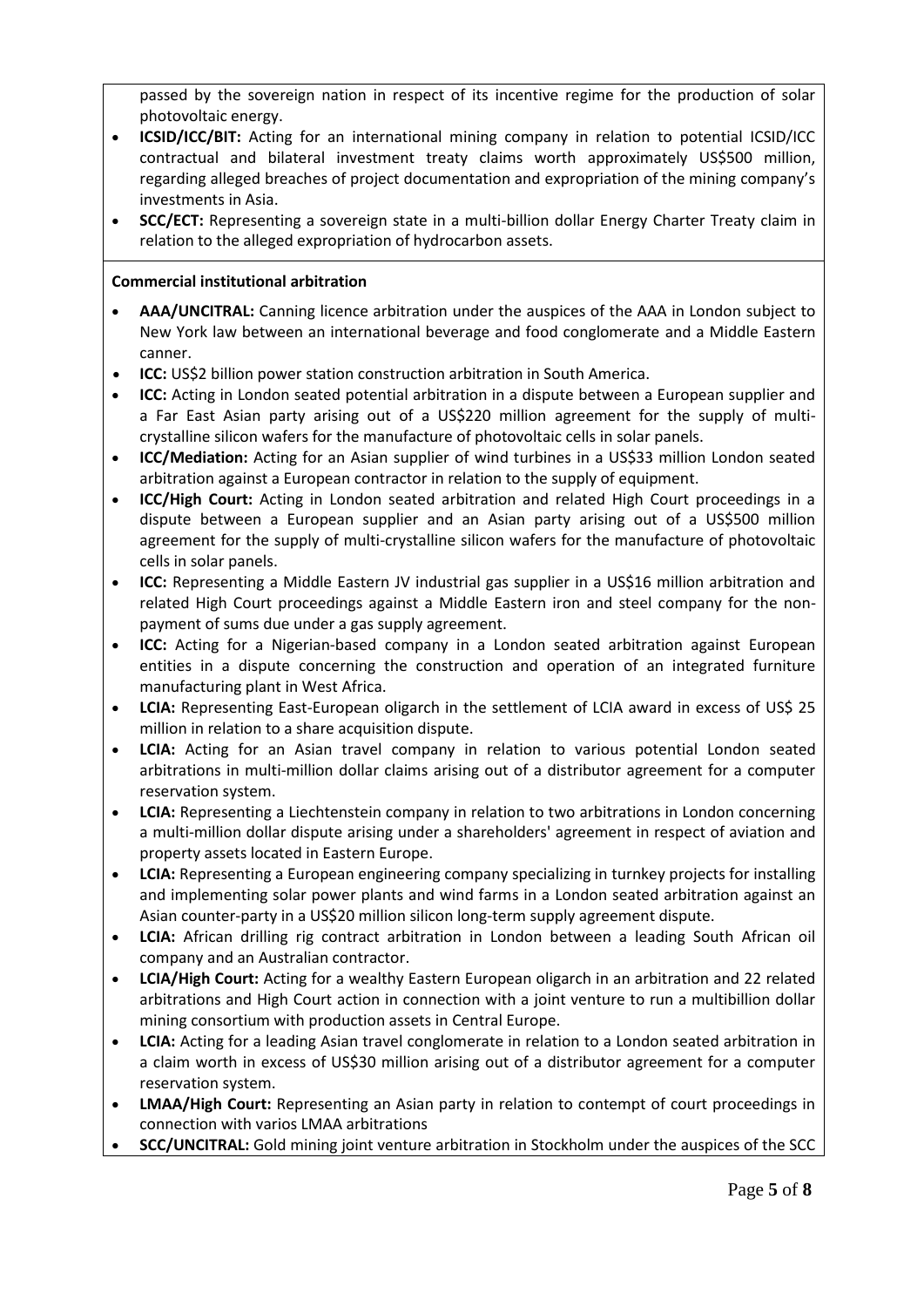passed by the sovereign nation in respect of its incentive regime for the production of solar photovoltaic energy.

- **ICSID/ICC/BIT:** Acting for an international mining company in relation to potential ICSID/ICC contractual and bilateral investment treaty claims worth approximately US$500 million, regarding alleged breaches of project documentation and expropriation of the mining company's investments in Asia.
- **SCC/ECT:** Representing a sovereign state in a multi-billion dollar Energy Charter Treaty claim in relation to the alleged expropriation of hydrocarbon assets.

**Commercial institutional arbitration**

- **AAA/UNCITRAL:** Canning licence arbitration under the auspices of the AAA in London subject to New York law between an international beverage and food conglomerate and a Middle Eastern canner.
- **ICC:** US$2 billion power station construction arbitration in South America.
- **ICC:** Acting in London seated potential arbitration in a dispute between a European supplier and a Far East Asian party arising out of a US$220 million agreement for the supply of multi-crystalline silicon wafers for the manufacture of photovoltaic cells in solar panels.
- **ICC/Mediation:** Acting for an Asian supplier of wind turbines in a US$33 million London seated arbitration against a European contractor in relation to the supply of equipment.
- **ICC/High Court:** Acting in London seated arbitration and related High Court proceedings in a dispute between a European supplier and an Asian party arising out of a US$500 million agreement for the supply of multi-crystalline silicon wafers for the manufacture of photovoltaic cells in solar panels.
- **ICC:** Representing a Middle Eastern JV industrial gas supplier in a US$16 million arbitration and related High Court proceedings against a Middle Eastern iron and steel company for the non-payment of sums due under a gas supply agreement.
- **ICC:** Acting for a Nigerian-based company in a London seated arbitration against European entities in a dispute concerning the construction and operation of an integrated furniture manufacturing plant in West Africa.
- **LCIA:** Representing East-European oligarch in the settlement of LCIA award in excess of US$ 25 million in relation to a share acquisition dispute.
- **LCIA:** Acting for an Asian travel company in relation to various potential London seated arbitrations in multi-million dollar claims arising out of a distributor agreement for a computer reservation system.
- **LCIA:** Representing a Liechtenstein company in relation to two arbitrations in London concerning a multi-million dollar dispute arising under a shareholders' agreement in respect of aviation and property assets located in Eastern Europe.
- **LCIA:** Representing a European engineering company specializing in turnkey projects for installing and implementing solar power plants and wind farms in a London seated arbitration against an Asian counter-party in a US$20 million silicon long-term supply agreement dispute.
- **LCIA:** African drilling rig contract arbitration in London between a leading South African oil company and an Australian contractor.
- **LCIA/High Court:** Acting for a wealthy Eastern European oligarch in an arbitration and 22 related arbitrations and High Court action in connection with a joint venture to run a multibillion dollar mining consortium with production assets in Central Europe.
- **LCIA:** Acting for a leading Asian travel conglomerate in relation to a London seated arbitration in a claim worth in excess of US$30 million arising out of a distributor agreement for a computer reservation system.
- **LMAA/High Court:** Representing an Asian party in relation to contempt of court proceedings in connection with varios LMAA arbitrations
- **SCC/UNCITRAL:** Gold mining joint venture arbitration in Stockholm under the auspices of the SCC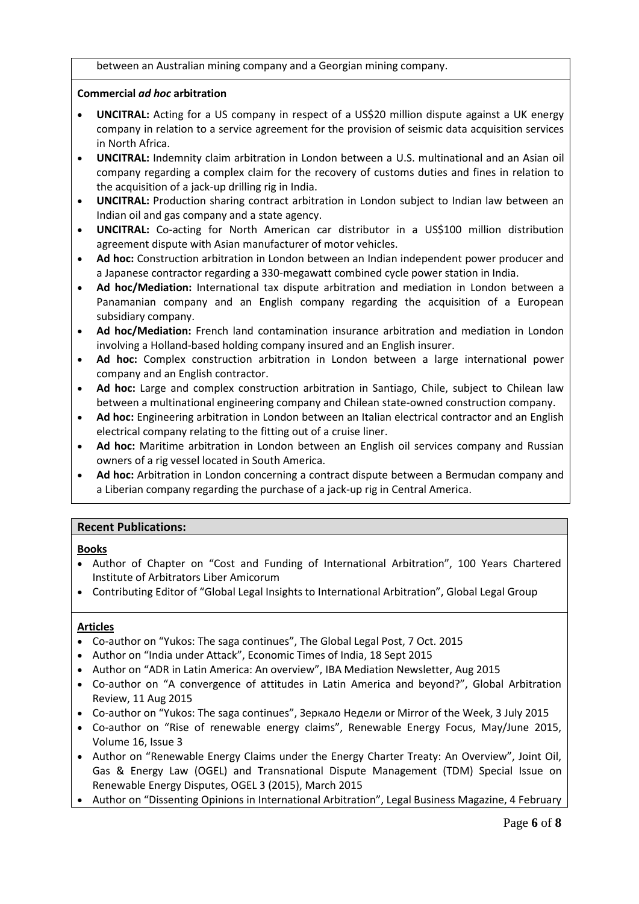between an Australian mining company and a Georgian mining company.

**Commercial *ad hoc* arbitration**

- **UNCITRAL:** Acting for a US company in respect of a US$20 million dispute against a UK energy company in relation to a service agreement for the provision of seismic data acquisition services in North Africa.
- **UNCITRAL:** Indemnity claim arbitration in London between a U.S. multinational and an Asian oil company regarding a complex claim for the recovery of customs duties and fines in relation to the acquisition of a jack-up drilling rig in India.
- **UNCITRAL:** Production sharing contract arbitration in London subject to Indian law between an Indian oil and gas company and a state agency.
- **UNCITRAL:** Co-acting for North American car distributor in a US$100 million distribution agreement dispute with Asian manufacturer of motor vehicles.
- **Ad hoc:** Construction arbitration in London between an Indian independent power producer and a Japanese contractor regarding a 330-megawatt combined cycle power station in India.
- **Ad hoc/Mediation:** International tax dispute arbitration and mediation in London between a Panamanian company and an English company regarding the acquisition of a European subsidiary company.
- **Ad hoc/Mediation:** French land contamination insurance arbitration and mediation in London involving a Holland-based holding company insured and an English insurer.
- **Ad hoc:** Complex construction arbitration in London between a large international power company and an English contractor.
- **Ad hoc:** Large and complex construction arbitration in Santiago, Chile, subject to Chilean law between a multinational engineering company and Chilean state-owned construction company.
- **Ad hoc:** Engineering arbitration in London between an Italian electrical contractor and an English electrical company relating to the fitting out of a cruise liner.
- **Ad hoc:** Maritime arbitration in London between an English oil services company and Russian owners of a rig vessel located in South America.
- **Ad hoc:** Arbitration in London concerning a contract dispute between a Bermudan company and a Liberian company regarding the purchase of a jack-up rig in Central America.

## Recent Publications:

**Books**

- Author of Chapter on "Cost and Funding of International Arbitration", 100 Years Chartered Institute of Arbitrators Liber Amicorum
- Contributing Editor of "Global Legal Insights to International Arbitration", Global Legal Group

**Articles**

- Co-author on "Yukos: The saga continues", The Global Legal Post, 7 Oct. 2015
- Author on "India under Attack", Economic Times of India, 18 Sept 2015
- Author on "ADR in Latin America: An overview", IBA Mediation Newsletter, Aug 2015
- Co-author on "A convergence of attitudes in Latin America and beyond?", Global Arbitration Review, 11 Aug 2015
- Co-author on "Yukos: The saga continues", Зеркало Недели or Mirror of the Week, 3 July 2015
- Co-author on "Rise of renewable energy claims", Renewable Energy Focus, May/June 2015, Volume 16, Issue 3
- Author on "Renewable Energy Claims under the Energy Charter Treaty: An Overview", Joint Oil, Gas & Energy Law (OGEL) and Transnational Dispute Management (TDM) Special Issue on Renewable Energy Disputes, OGEL 3 (2015), March 2015
- Author on "Dissenting Opinions in International Arbitration", Legal Business Magazine, 4 February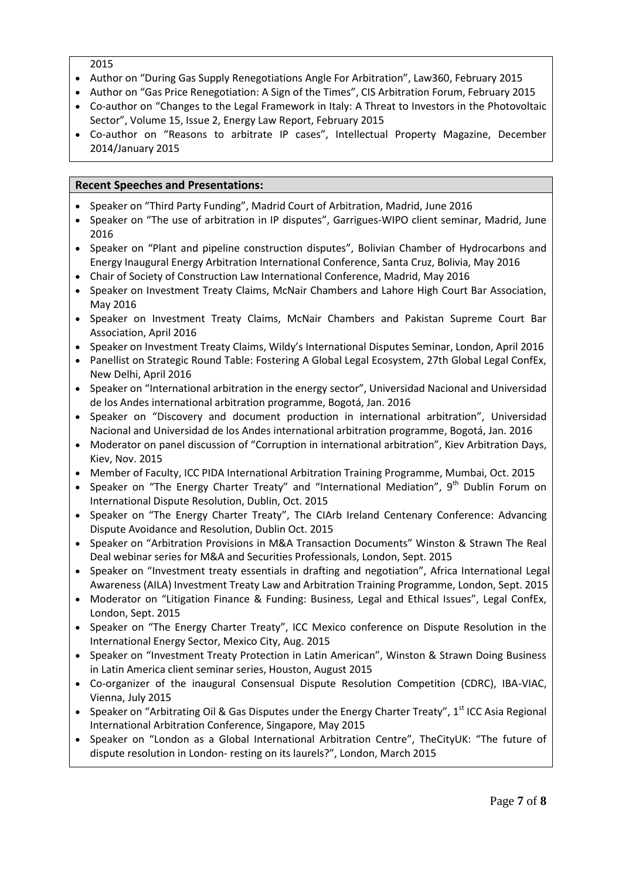2015

- Author on "During Gas Supply Renegotiations Angle For Arbitration", Law360, February 2015
- Author on "Gas Price Renegotiation: A Sign of the Times", CIS Arbitration Forum, February 2015
- Co-author on "Changes to the Legal Framework in Italy: A Threat to Investors in the Photovoltaic Sector", Volume 15, Issue 2, Energy Law Report, February 2015
- Co-author on "Reasons to arbitrate IP cases", Intellectual Property Magazine, December 2014/January 2015

**Recent Speeches and Presentations:**

- Speaker on "Third Party Funding", Madrid Court of Arbitration, Madrid, June 2016
- Speaker on "The use of arbitration in IP disputes", Garrigues-WIPO client seminar, Madrid, June 2016
- Speaker on "Plant and pipeline construction disputes", Bolivian Chamber of Hydrocarbons and Energy Inaugural Energy Arbitration International Conference, Santa Cruz, Bolivia, May 2016
- Chair of Society of Construction Law International Conference, Madrid, May 2016
- Speaker on Investment Treaty Claims, McNair Chambers and Lahore High Court Bar Association, May 2016
- Speaker on Investment Treaty Claims, McNair Chambers and Pakistan Supreme Court Bar Association, April 2016
- Speaker on Investment Treaty Claims, Wildy's International Disputes Seminar, London, April 2016
- Panellist on Strategic Round Table: Fostering A Global Legal Ecosystem, 27th Global Legal ConfEx, New Delhi, April 2016
- Speaker on "International arbitration in the energy sector", Universidad Nacional and Universidad de los Andes international arbitration programme, Bogotá, Jan. 2016
- Speaker on "Discovery and document production in international arbitration", Universidad Nacional and Universidad de los Andes international arbitration programme, Bogotá, Jan. 2016
- Moderator on panel discussion of "Corruption in international arbitration", Kiev Arbitration Days, Kiev, Nov. 2015
- Member of Faculty, ICC PIDA International Arbitration Training Programme, Mumbai, Oct. 2015
- Speaker on "The Energy Charter Treaty" and "International Mediation", 9th Dublin Forum on International Dispute Resolution, Dublin, Oct. 2015
- Speaker on "The Energy Charter Treaty", The CIArb Ireland Centenary Conference: Advancing Dispute Avoidance and Resolution, Dublin Oct. 2015
- Speaker on "Arbitration Provisions in M&A Transaction Documents" Winston & Strawn The Real Deal webinar series for M&A and Securities Professionals, London, Sept. 2015
- Speaker on "Investment treaty essentials in drafting and negotiation", Africa International Legal Awareness (AILA) Investment Treaty Law and Arbitration Training Programme, London, Sept. 2015
- Moderator on "Litigation Finance & Funding: Business, Legal and Ethical Issues", Legal ConfEx, London, Sept. 2015
- Speaker on "The Energy Charter Treaty", ICC Mexico conference on Dispute Resolution in the International Energy Sector, Mexico City, Aug. 2015
- Speaker on "Investment Treaty Protection in Latin American", Winston & Strawn Doing Business in Latin America client seminar series, Houston, August 2015
- Co-organizer of the inaugural Consensual Dispute Resolution Competition (CDRC), IBA-VIAC, Vienna, July 2015
- Speaker on "Arbitrating Oil & Gas Disputes under the Energy Charter Treaty", 1st ICC Asia Regional International Arbitration Conference, Singapore, May 2015
- Speaker on "London as a Global International Arbitration Centre", TheCityUK: "The future of dispute resolution in London- resting on its laurels?", London, March 2015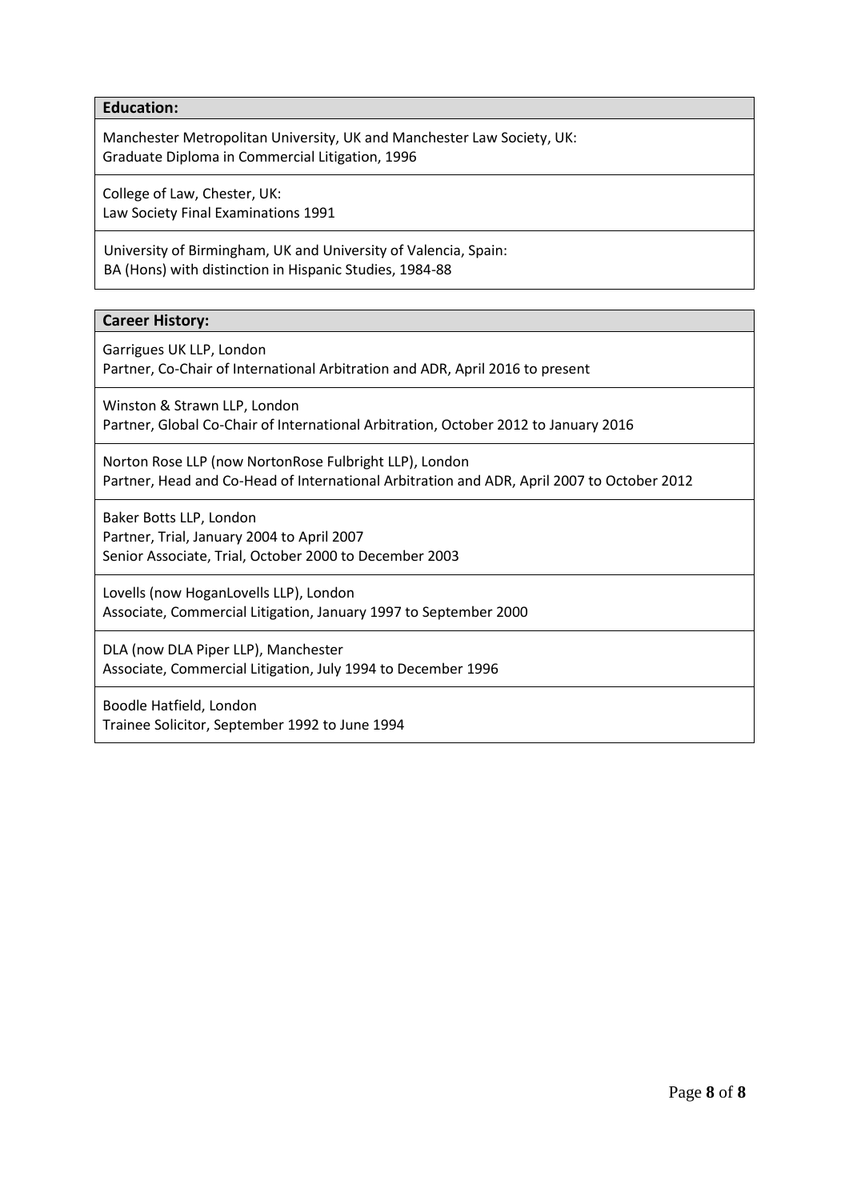## Education:

Manchester Metropolitan University, UK and Manchester Law Society, UK:
Graduate Diploma in Commercial Litigation, 1996

College of Law, Chester, UK:
Law Society Final Examinations 1991

University of Birmingham, UK and University of Valencia, Spain:
BA (Hons) with distinction in Hispanic Studies, 1984-88

## Career History:

Garrigues UK LLP, London
Partner, Co-Chair of International Arbitration and ADR, April 2016 to present

Winston & Strawn LLP, London
Partner, Global Co-Chair of International Arbitration, October 2012 to January 2016

Norton Rose LLP (now NortonRose Fulbright LLP), London
Partner, Head and Co-Head of International Arbitration and ADR, April 2007 to October 2012

Baker Botts LLP, London
Partner, Trial, January 2004 to April 2007
Senior Associate, Trial, October 2000 to December 2003

Lovells (now HoganLovells LLP), London
Associate, Commercial Litigation, January 1997 to September 2000

DLA (now DLA Piper LLP), Manchester
Associate, Commercial Litigation, July 1994 to December 1996

Boodle Hatfield, London
Trainee Solicitor, September 1992 to June 1994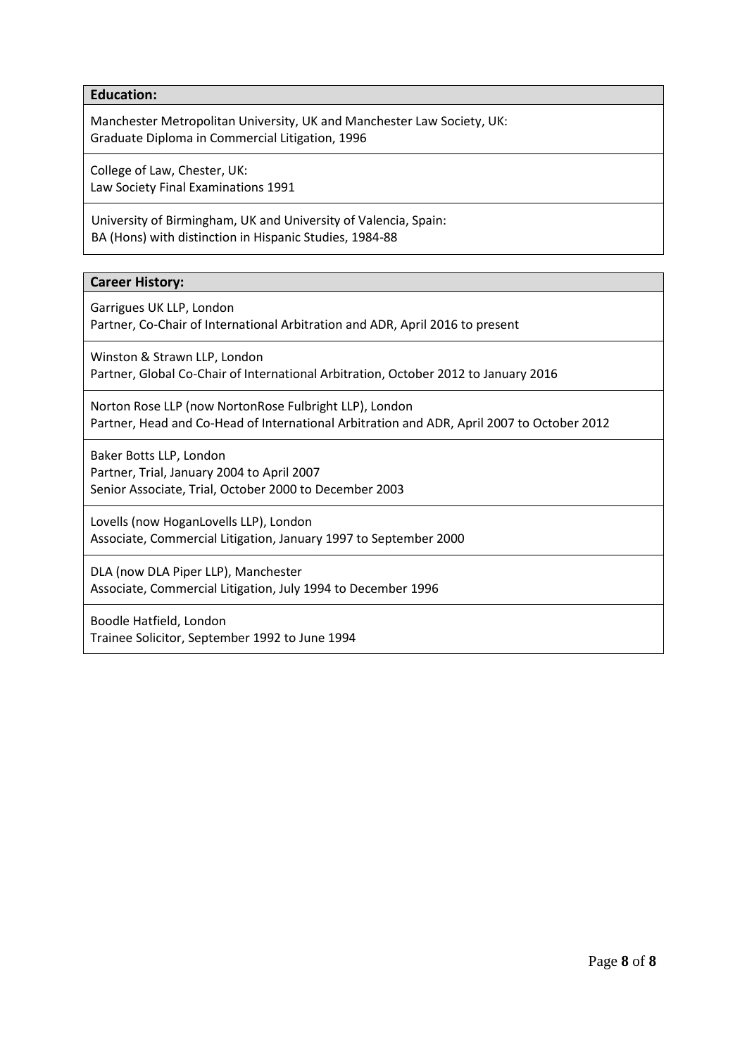## Education:

Manchester Metropolitan University, UK and Manchester Law Society, UK:
Graduate Diploma in Commercial Litigation, 1996

College of Law, Chester, UK:
Law Society Final Examinations 1991

University of Birmingham, UK and University of Valencia, Spain:
BA (Hons) with distinction in Hispanic Studies, 1984-88

## Career History:

Garrigues UK LLP, London
Partner, Co-Chair of International Arbitration and ADR, April 2016 to present

Winston & Strawn LLP, London
Partner, Global Co-Chair of International Arbitration, October 2012 to January 2016

Norton Rose LLP (now NortonRose Fulbright LLP), London
Partner, Head and Co-Head of International Arbitration and ADR, April 2007 to October 2012

Baker Botts LLP, London
Partner, Trial, January 2004 to April 2007
Senior Associate, Trial, October 2000 to December 2003

Lovells (now HoganLovells LLP), London
Associate, Commercial Litigation, January 1997 to September 2000

DLA (now DLA Piper LLP), Manchester
Associate, Commercial Litigation, July 1994 to December 1996

Boodle Hatfield, London
Trainee Solicitor, September 1992 to June 1994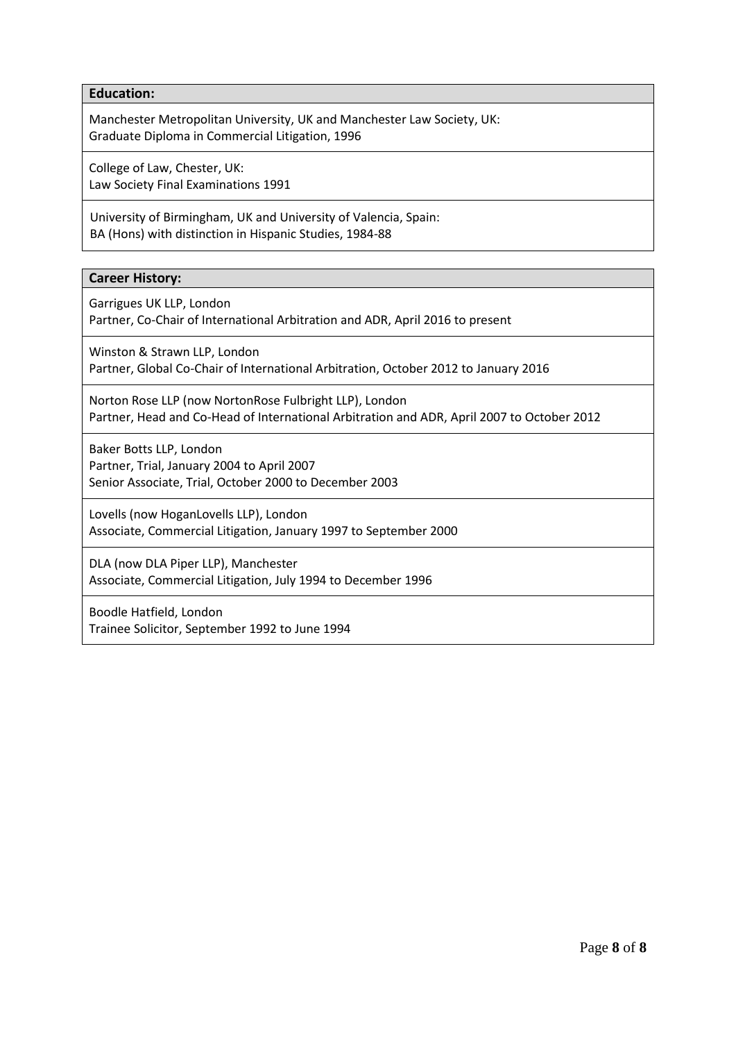## Education:

Manchester Metropolitan University, UK and Manchester Law Society, UK:
Graduate Diploma in Commercial Litigation, 1996

College of Law, Chester, UK:
Law Society Final Examinations 1991

University of Birmingham, UK and University of Valencia, Spain:
BA (Hons) with distinction in Hispanic Studies, 1984-88

## Career History:

Garrigues UK LLP, London
Partner, Co-Chair of International Arbitration and ADR, April 2016 to present

Winston & Strawn LLP, London
Partner, Global Co-Chair of International Arbitration, October 2012 to January 2016

Norton Rose LLP (now NortonRose Fulbright LLP), London
Partner, Head and Co-Head of International Arbitration and ADR, April 2007 to October 2012

Baker Botts LLP, London
Partner, Trial, January 2004 to April 2007
Senior Associate, Trial, October 2000 to December 2003

Lovells (now HoganLovells LLP), London
Associate, Commercial Litigation, January 1997 to September 2000

DLA (now DLA Piper LLP), Manchester
Associate, Commercial Litigation, July 1994 to December 1996

Boodle Hatfield, London
Trainee Solicitor, September 1992 to June 1994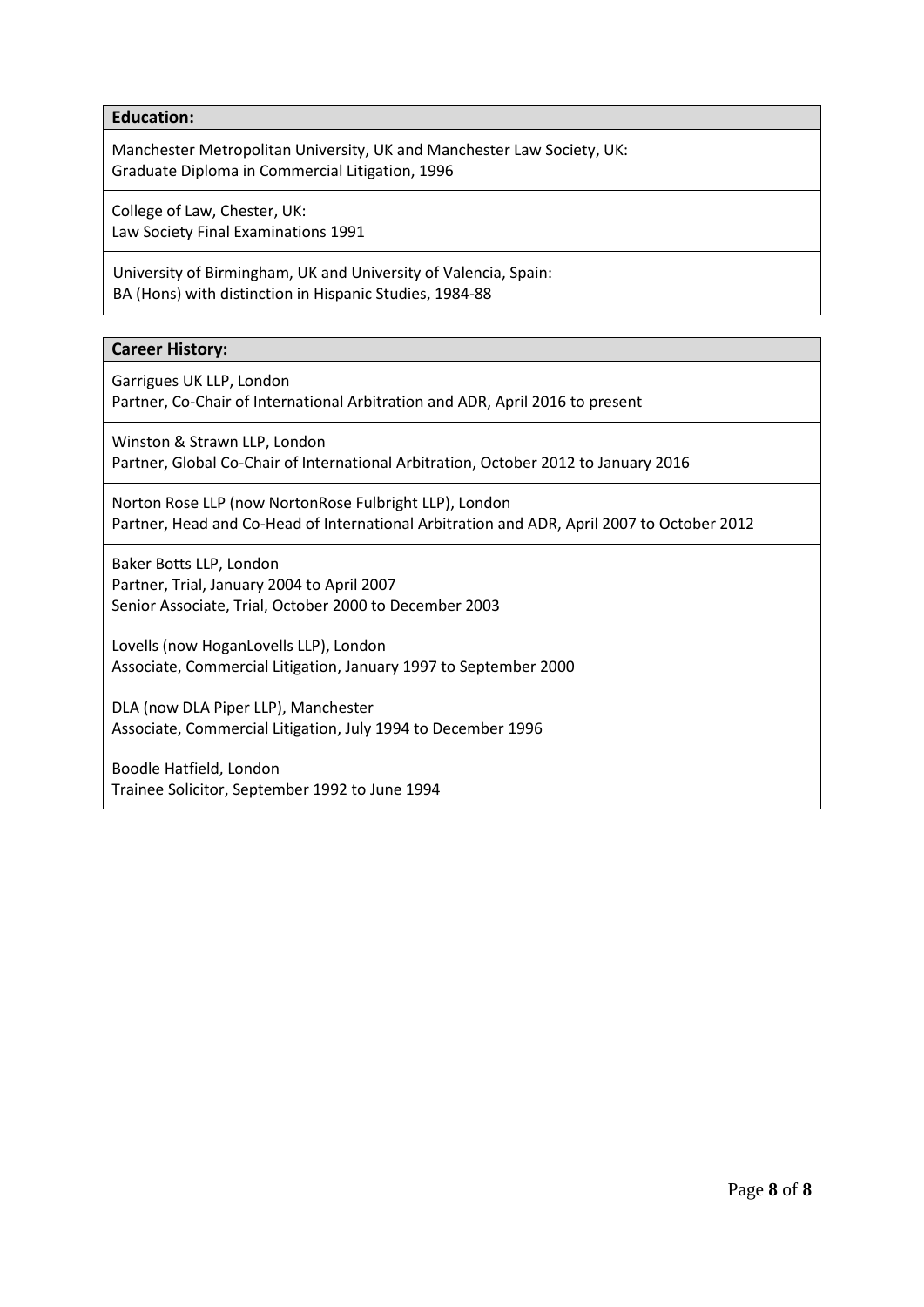## Education:

Manchester Metropolitan University, UK and Manchester Law Society, UK:
Graduate Diploma in Commercial Litigation, 1996

College of Law, Chester, UK:
Law Society Final Examinations 1991

University of Birmingham, UK and University of Valencia, Spain:
BA (Hons) with distinction in Hispanic Studies, 1984-88

## Career History:

Garrigues UK LLP, London
Partner, Co-Chair of International Arbitration and ADR, April 2016 to present

Winston & Strawn LLP, London
Partner, Global Co-Chair of International Arbitration, October 2012 to January 2016

Norton Rose LLP (now NortonRose Fulbright LLP), London
Partner, Head and Co-Head of International Arbitration and ADR, April 2007 to October 2012

Baker Botts LLP, London
Partner, Trial, January 2004 to April 2007
Senior Associate, Trial, October 2000 to December 2003

Lovells (now HoganLovells LLP), London
Associate, Commercial Litigation, January 1997 to September 2000

DLA (now DLA Piper LLP), Manchester
Associate, Commercial Litigation, July 1994 to December 1996

Boodle Hatfield, London
Trainee Solicitor, September 1992 to June 1994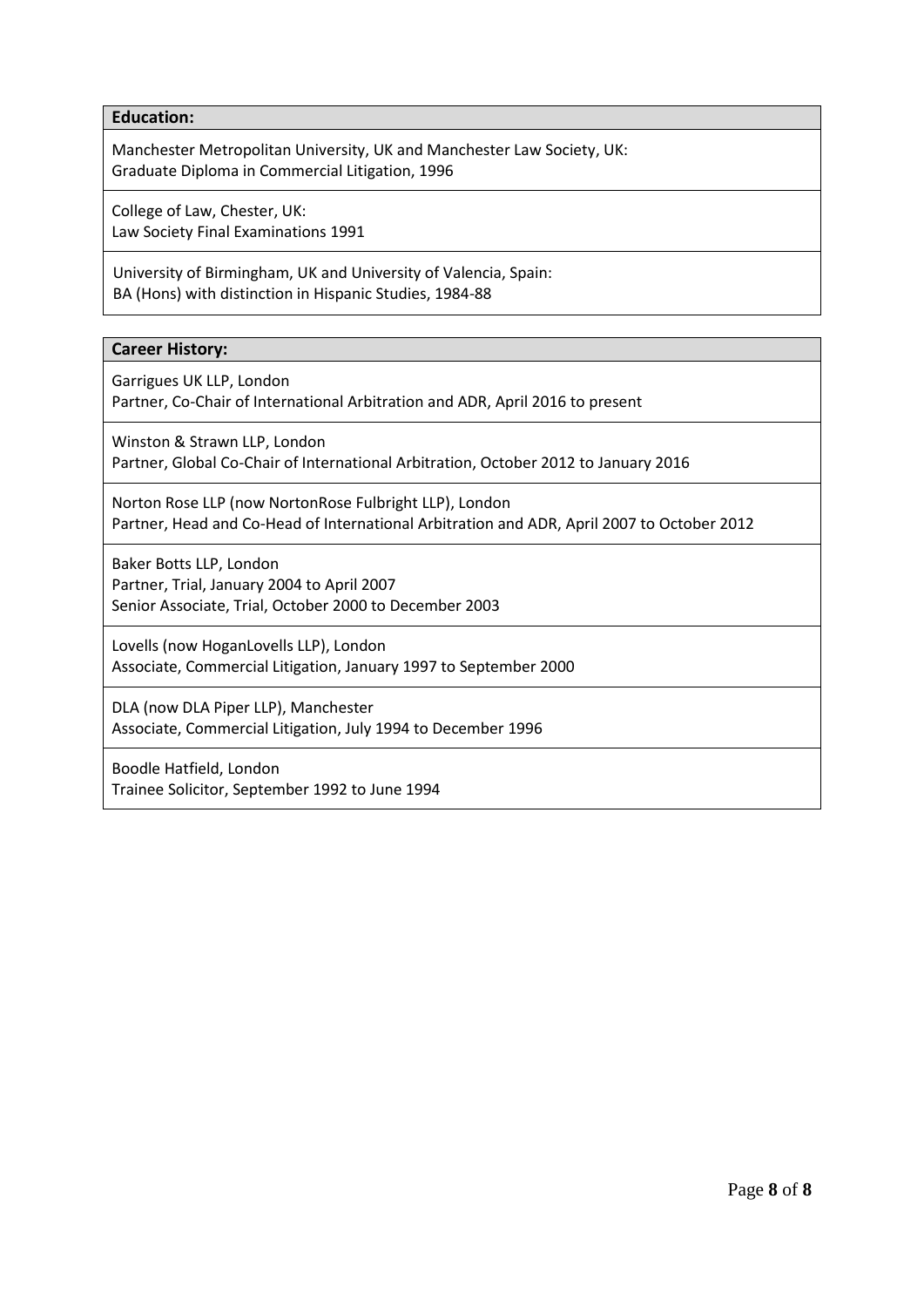## Education:

Manchester Metropolitan University, UK and Manchester Law Society, UK:
Graduate Diploma in Commercial Litigation, 1996

College of Law, Chester, UK:
Law Society Final Examinations 1991

University of Birmingham, UK and University of Valencia, Spain:
BA (Hons) with distinction in Hispanic Studies, 1984-88

## Career History:

Garrigues UK LLP, London
Partner, Co-Chair of International Arbitration and ADR, April 2016 to present

Winston & Strawn LLP, London
Partner, Global Co-Chair of International Arbitration, October 2012 to January 2016

Norton Rose LLP (now NortonRose Fulbright LLP), London
Partner, Head and Co-Head of International Arbitration and ADR, April 2007 to October 2012

Baker Botts LLP, London
Partner, Trial, January 2004 to April 2007
Senior Associate, Trial, October 2000 to December 2003

Lovells (now HoganLovells LLP), London
Associate, Commercial Litigation, January 1997 to September 2000

DLA (now DLA Piper LLP), Manchester
Associate, Commercial Litigation, July 1994 to December 1996

Boodle Hatfield, London
Trainee Solicitor, September 1992 to June 1994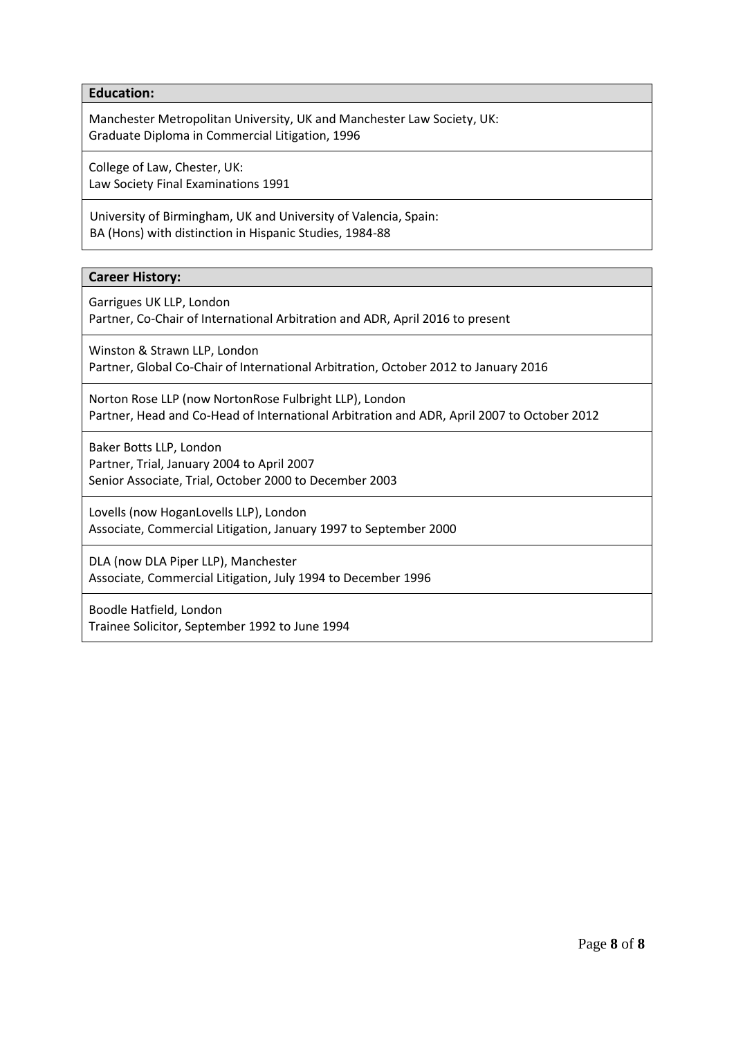## Education:

Manchester Metropolitan University, UK and Manchester Law Society, UK:
Graduate Diploma in Commercial Litigation, 1996

College of Law, Chester, UK:
Law Society Final Examinations 1991

University of Birmingham, UK and University of Valencia, Spain:
BA (Hons) with distinction in Hispanic Studies, 1984-88

## Career History:

Garrigues UK LLP, London
Partner, Co-Chair of International Arbitration and ADR, April 2016 to present

Winston & Strawn LLP, London
Partner, Global Co-Chair of International Arbitration, October 2012 to January 2016

Norton Rose LLP (now NortonRose Fulbright LLP), London
Partner, Head and Co-Head of International Arbitration and ADR, April 2007 to October 2012

Baker Botts LLP, London
Partner, Trial, January 2004 to April 2007
Senior Associate, Trial, October 2000 to December 2003

Lovells (now HoganLovells LLP), London
Associate, Commercial Litigation, January 1997 to September 2000

DLA (now DLA Piper LLP), Manchester
Associate, Commercial Litigation, July 1994 to December 1996

Boodle Hatfield, London
Trainee Solicitor, September 1992 to June 1994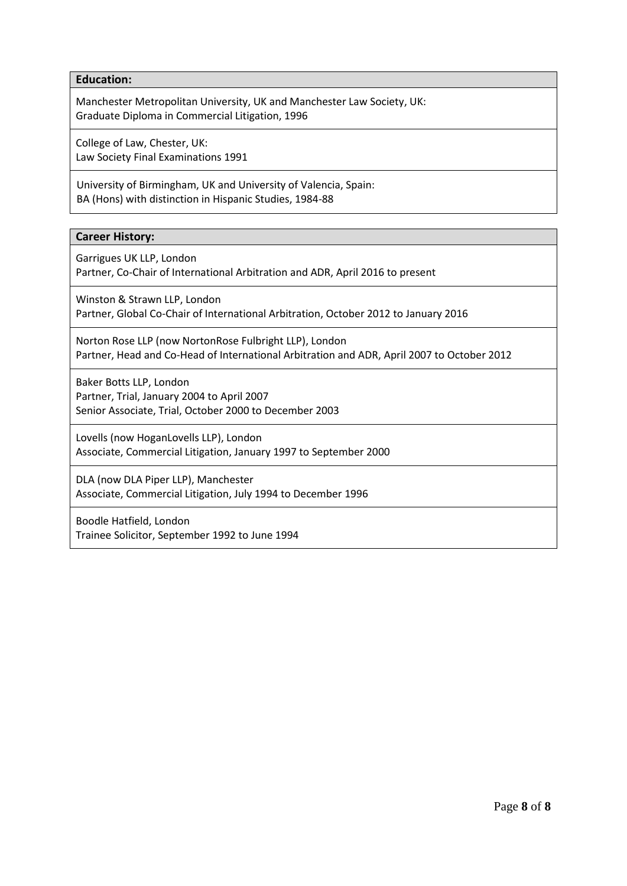## Education:

Manchester Metropolitan University, UK and Manchester Law Society, UK:
Graduate Diploma in Commercial Litigation, 1996

College of Law, Chester, UK:
Law Society Final Examinations 1991

University of Birmingham, UK and University of Valencia, Spain:
BA (Hons) with distinction in Hispanic Studies, 1984-88

## Career History:

Garrigues UK LLP, London
Partner, Co-Chair of International Arbitration and ADR, April 2016 to present

Winston & Strawn LLP, London
Partner, Global Co-Chair of International Arbitration, October 2012 to January 2016

Norton Rose LLP (now NortonRose Fulbright LLP), London
Partner, Head and Co-Head of International Arbitration and ADR, April 2007 to October 2012

Baker Botts LLP, London
Partner, Trial, January 2004 to April 2007
Senior Associate, Trial, October 2000 to December 2003

Lovells (now HoganLovells LLP), London
Associate, Commercial Litigation, January 1997 to September 2000

DLA (now DLA Piper LLP), Manchester
Associate, Commercial Litigation, July 1994 to December 1996

Boodle Hatfield, London
Trainee Solicitor, September 1992 to June 1994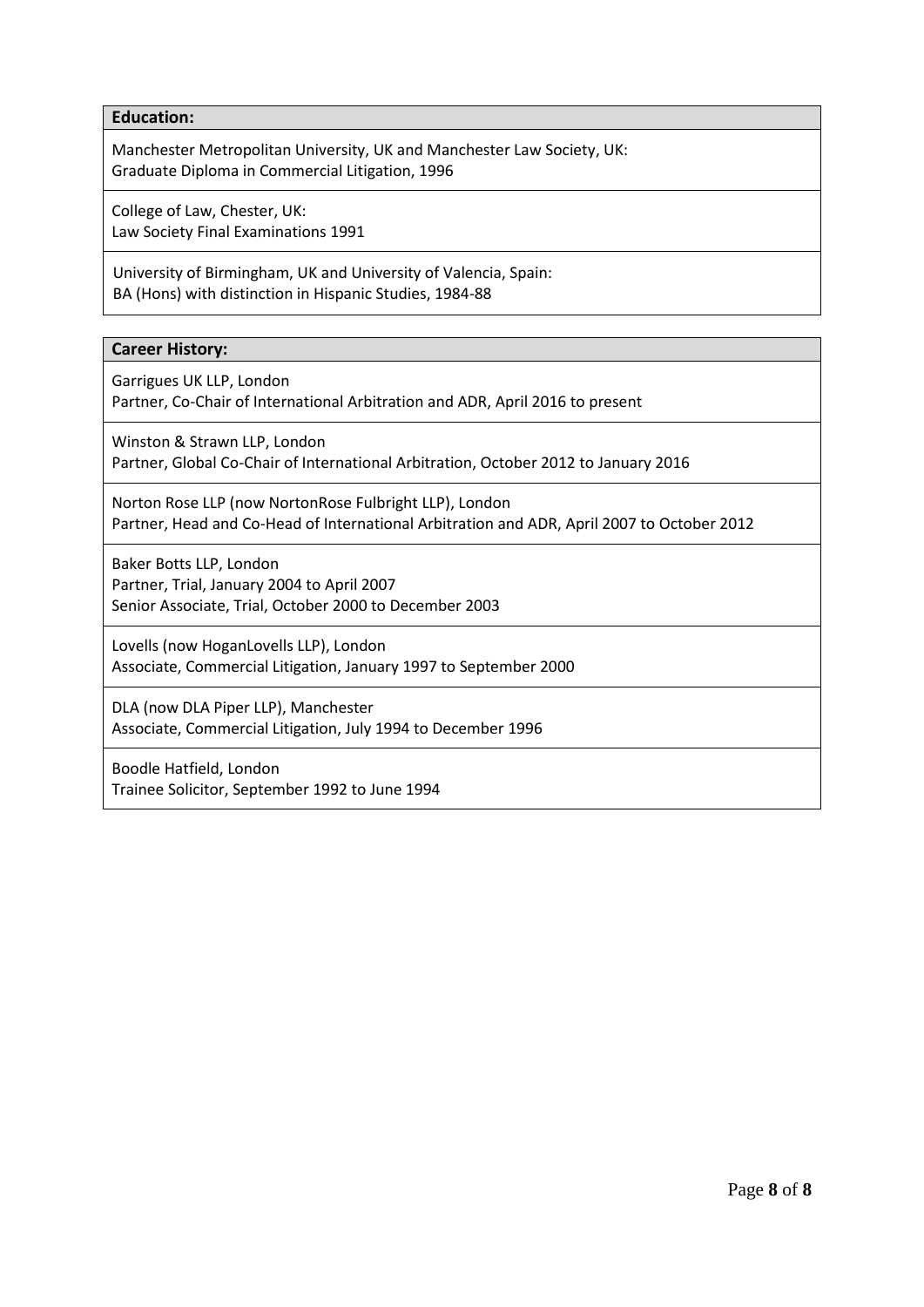## Education:

Manchester Metropolitan University, UK and Manchester Law Society, UK:
Graduate Diploma in Commercial Litigation, 1996

College of Law, Chester, UK:
Law Society Final Examinations 1991

University of Birmingham, UK and University of Valencia, Spain:
BA (Hons) with distinction in Hispanic Studies, 1984-88

## Career History:

Garrigues UK LLP, London
Partner, Co-Chair of International Arbitration and ADR, April 2016 to present

Winston & Strawn LLP, London
Partner, Global Co-Chair of International Arbitration, October 2012 to January 2016

Norton Rose LLP (now NortonRose Fulbright LLP), London
Partner, Head and Co-Head of International Arbitration and ADR, April 2007 to October 2012

Baker Botts LLP, London
Partner, Trial, January 2004 to April 2007
Senior Associate, Trial, October 2000 to December 2003

Lovells (now HoganLovells LLP), London
Associate, Commercial Litigation, January 1997 to September 2000

DLA (now DLA Piper LLP), Manchester
Associate, Commercial Litigation, July 1994 to December 1996

Boodle Hatfield, London
Trainee Solicitor, September 1992 to June 1994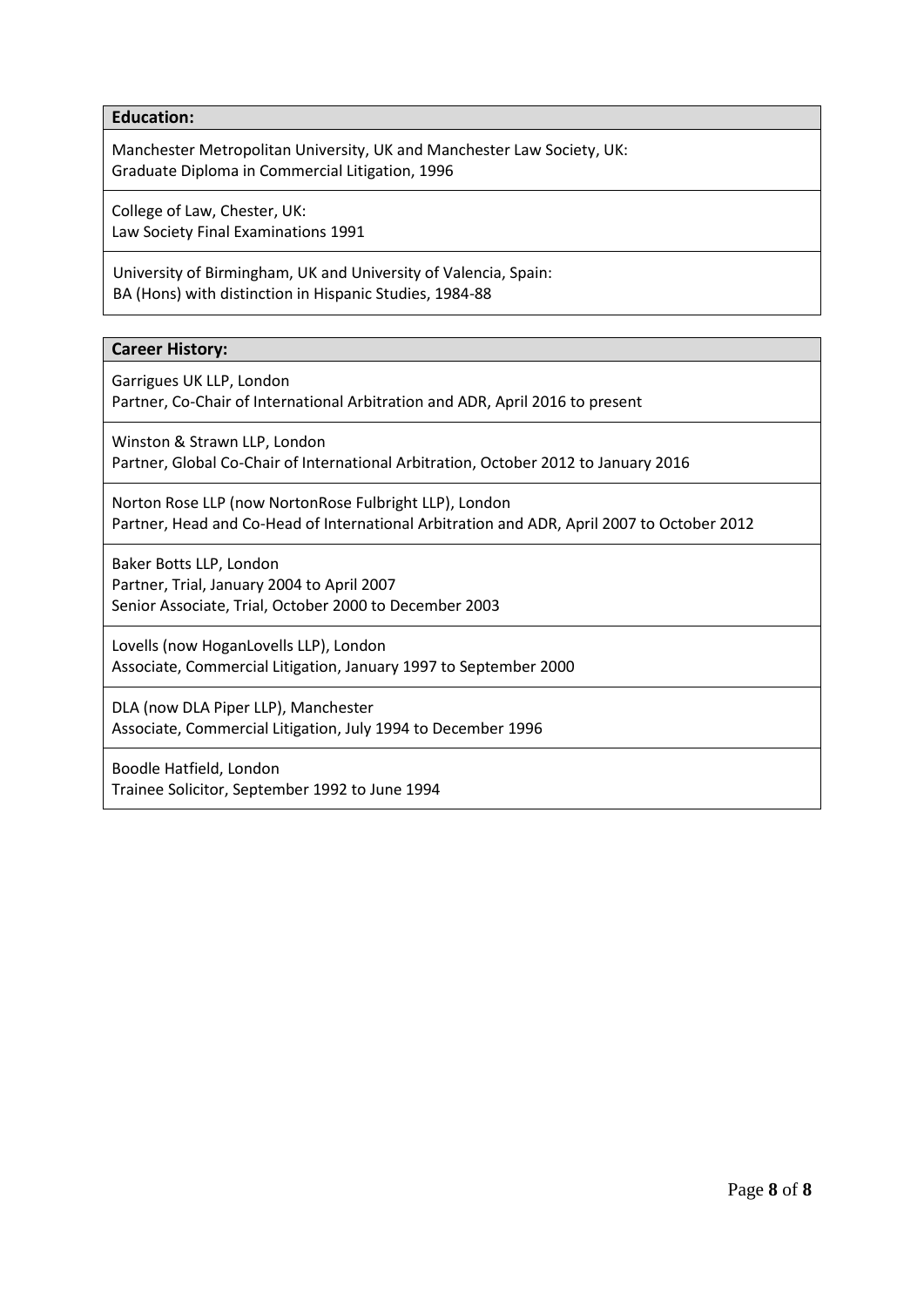## Education:

Manchester Metropolitan University, UK and Manchester Law Society, UK:
Graduate Diploma in Commercial Litigation, 1996

College of Law, Chester, UK:
Law Society Final Examinations 1991

University of Birmingham, UK and University of Valencia, Spain:
BA (Hons) with distinction in Hispanic Studies, 1984-88

## Career History:

Garrigues UK LLP, London
Partner, Co-Chair of International Arbitration and ADR, April 2016 to present

Winston & Strawn LLP, London
Partner, Global Co-Chair of International Arbitration, October 2012 to January 2016

Norton Rose LLP (now NortonRose Fulbright LLP), London
Partner, Head and Co-Head of International Arbitration and ADR, April 2007 to October 2012

Baker Botts LLP, London
Partner, Trial, January 2004 to April 2007
Senior Associate, Trial, October 2000 to December 2003

Lovells (now HoganLovells LLP), London
Associate, Commercial Litigation, January 1997 to September 2000

DLA (now DLA Piper LLP), Manchester
Associate, Commercial Litigation, July 1994 to December 1996

Boodle Hatfield, London
Trainee Solicitor, September 1992 to June 1994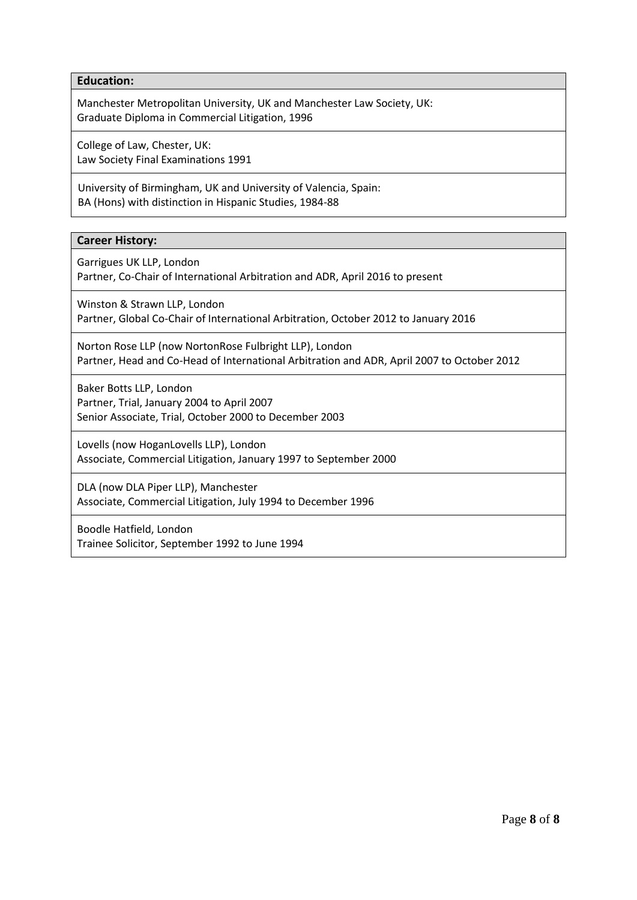## Education:

Manchester Metropolitan University, UK and Manchester Law Society, UK:
Graduate Diploma in Commercial Litigation, 1996

College of Law, Chester, UK:
Law Society Final Examinations 1991

University of Birmingham, UK and University of Valencia, Spain:
BA (Hons) with distinction in Hispanic Studies, 1984-88

## Career History:

Garrigues UK LLP, London
Partner, Co-Chair of International Arbitration and ADR, April 2016 to present

Winston & Strawn LLP, London
Partner, Global Co-Chair of International Arbitration, October 2012 to January 2016

Norton Rose LLP (now NortonRose Fulbright LLP), London
Partner, Head and Co-Head of International Arbitration and ADR, April 2007 to October 2012

Baker Botts LLP, London
Partner, Trial, January 2004 to April 2007
Senior Associate, Trial, October 2000 to December 2003

Lovells (now HoganLovells LLP), London
Associate, Commercial Litigation, January 1997 to September 2000

DLA (now DLA Piper LLP), Manchester
Associate, Commercial Litigation, July 1994 to December 1996

Boodle Hatfield, London
Trainee Solicitor, September 1992 to June 1994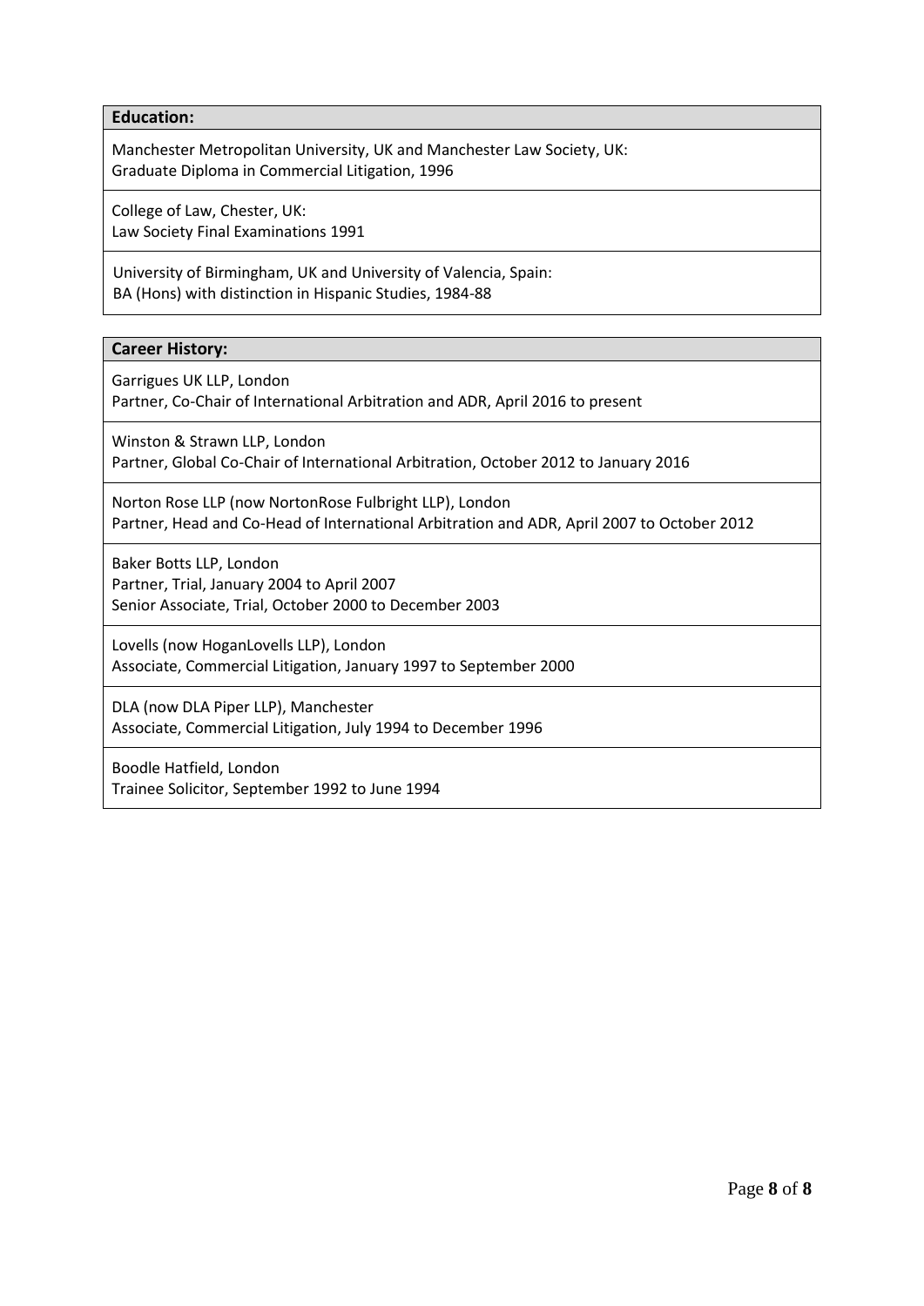## Education:

Manchester Metropolitan University, UK and Manchester Law Society, UK:
Graduate Diploma in Commercial Litigation, 1996

College of Law, Chester, UK:
Law Society Final Examinations 1991

University of Birmingham, UK and University of Valencia, Spain:
BA (Hons) with distinction in Hispanic Studies, 1984-88

## Career History:

Garrigues UK LLP, London
Partner, Co-Chair of International Arbitration and ADR, April 2016 to present

Winston & Strawn LLP, London
Partner, Global Co-Chair of International Arbitration, October 2012 to January 2016

Norton Rose LLP (now NortonRose Fulbright LLP), London
Partner, Head and Co-Head of International Arbitration and ADR, April 2007 to October 2012

Baker Botts LLP, London
Partner, Trial, January 2004 to April 2007
Senior Associate, Trial, October 2000 to December 2003

Lovells (now HoganLovells LLP), London
Associate, Commercial Litigation, January 1997 to September 2000

DLA (now DLA Piper LLP), Manchester
Associate, Commercial Litigation, July 1994 to December 1996

Boodle Hatfield, London
Trainee Solicitor, September 1992 to June 1994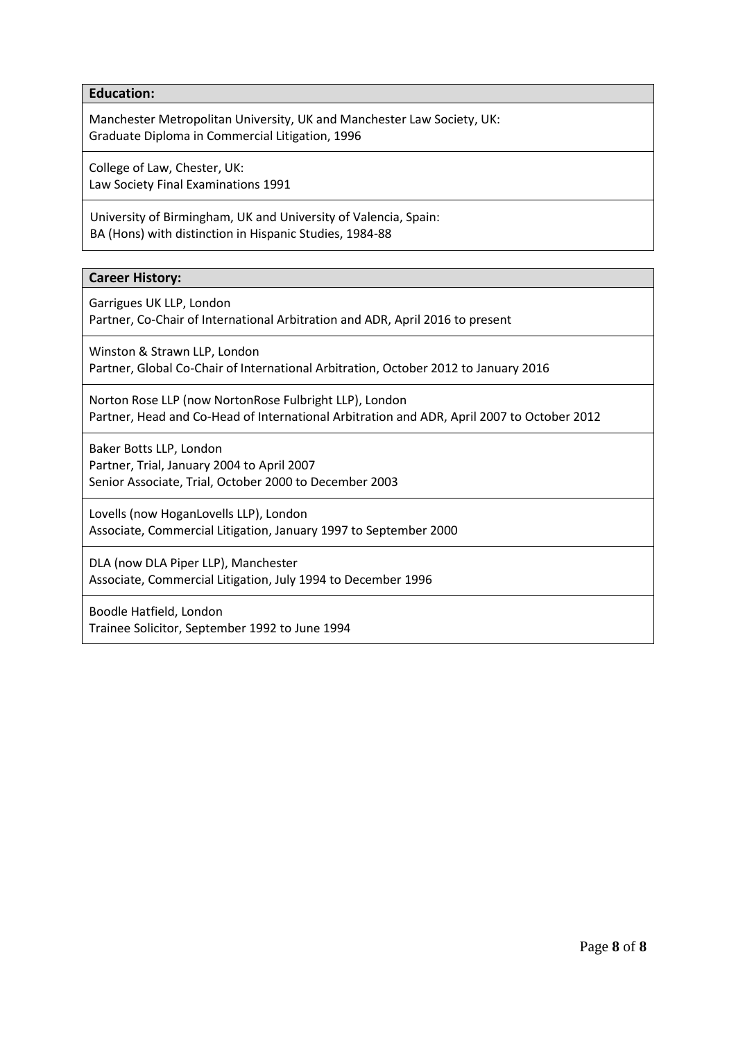## Education:

Manchester Metropolitan University, UK and Manchester Law Society, UK:
Graduate Diploma in Commercial Litigation, 1996

College of Law, Chester, UK:
Law Society Final Examinations 1991

University of Birmingham, UK and University of Valencia, Spain:
BA (Hons) with distinction in Hispanic Studies, 1984-88

## Career History:

Garrigues UK LLP, London
Partner, Co-Chair of International Arbitration and ADR, April 2016 to present

Winston & Strawn LLP, London
Partner, Global Co-Chair of International Arbitration, October 2012 to January 2016

Norton Rose LLP (now NortonRose Fulbright LLP), London
Partner, Head and Co-Head of International Arbitration and ADR, April 2007 to October 2012

Baker Botts LLP, London
Partner, Trial, January 2004 to April 2007
Senior Associate, Trial, October 2000 to December 2003

Lovells (now HoganLovells LLP), London
Associate, Commercial Litigation, January 1997 to September 2000

DLA (now DLA Piper LLP), Manchester
Associate, Commercial Litigation, July 1994 to December 1996

Boodle Hatfield, London
Trainee Solicitor, September 1992 to June 1994